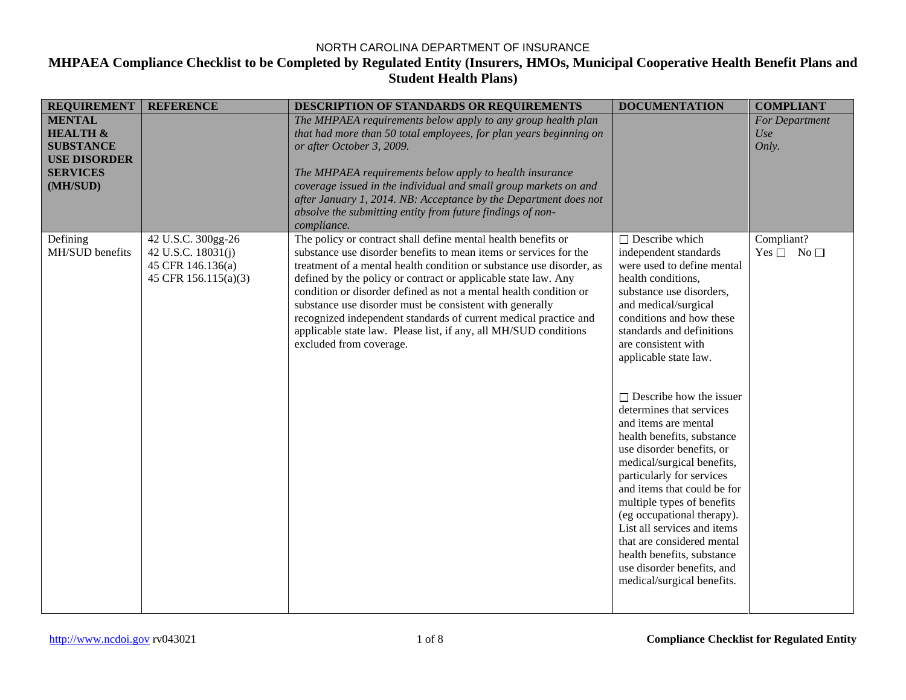NORTH CAROLINA DEPARTMENT OF INSURANCE

# MHPAEA Compliance Checklist to be Completed by Regulated Entity (Insurers, HMOs, Municipal Cooperative Health Benefit Plans and Student Health Plans)

| REQUIREMENT | REFERENCE | DESCRIPTION OF STANDARDS OR REQUIREMENTS | DOCUMENTATION | COMPLIANT |
|---|---|---|---|---|
| **MENTAL HEALTH & SUBSTANCE USE DISORDER SERVICES (MH/SUD)** | | *The MHPAEA requirements below apply to any group health plan that had more than 50 total employees, for plan years beginning on or after October 3, 2009.*<br><br>*The MHPAEA requirements below apply to health insurance coverage issued in the individual and small group markets on and after January 1, 2014. NB: Acceptance by the Department does not absolve the submitting entity from future findings of non-compliance.* | | *For Department Use Only.* |
| Defining MH/SUD benefits | 42 U.S.C. 300gg-26<br>42 U.S.C. 18031(j)<br>45 CFR 146.136(a)<br>45 CFR 156.115(a)(3) | The policy or contract shall define mental health benefits or substance use disorder benefits to mean items or services for the treatment of a mental health condition or substance use disorder, as defined by the policy or contract or applicable state law. Any condition or disorder defined as not a mental health condition or substance use disorder must be consistent with generally recognized independent standards of current medical practice and applicable state law. Please list, if any, all MH/SUD conditions excluded from coverage. | ☐ Describe which independent standards were used to define mental health conditions, substance use disorders, and medical/surgical conditions and how these standards and definitions are consistent with applicable state law.<br><br>☐ Describe how the issuer determines that services and items are mental health benefits, substance use disorder benefits, or medical/surgical benefits, particularly for services and items that could be for multiple types of benefits (eg occupational therapy). List all services and items that are considered mental health benefits, substance use disorder benefits, and medical/surgical benefits. | Compliant?<br>Yes ☐ No ☐ |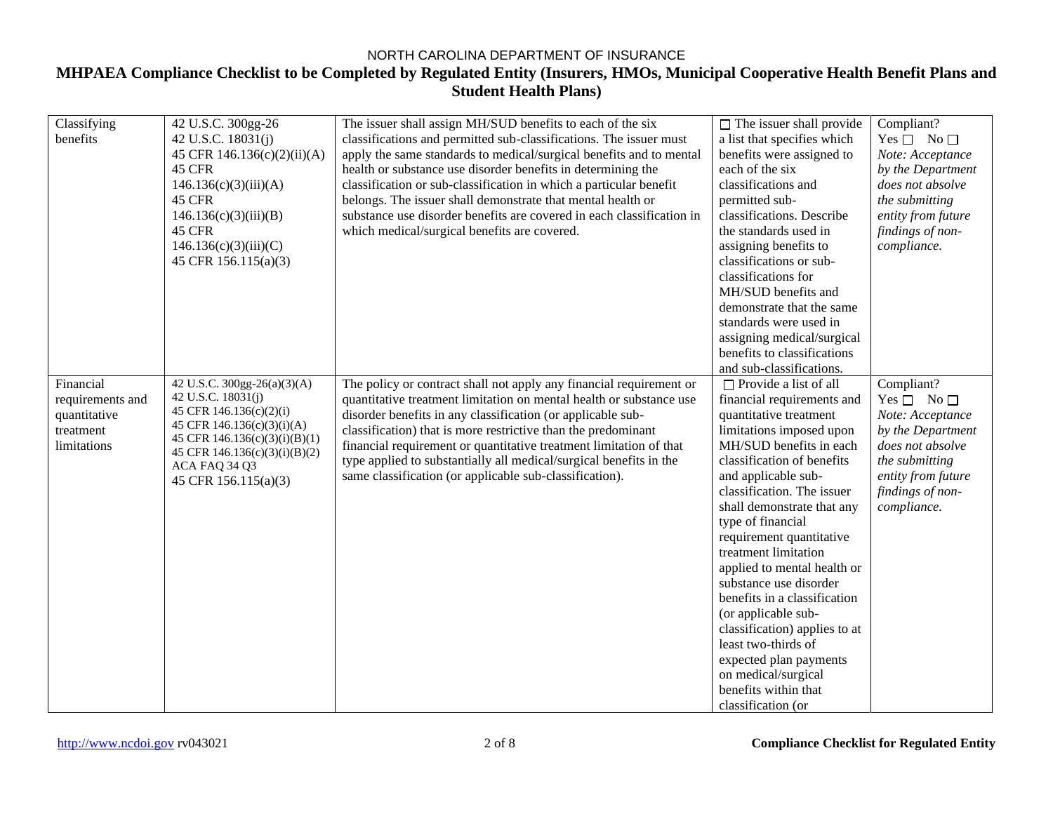NORTH CAROLINA DEPARTMENT OF INSURANCE

**MHPAEA Compliance Checklist to be Completed by Regulated Entity (Insurers, HMOs, Municipal Cooperative Health Benefit Plans and Student Health Plans)**

| | | | | |
|---|---|---|---|---|
| Classifying benefits | 42 U.S.C. 300gg-26<br>42 U.S.C. 18031(j)<br>45 CFR 146.136(c)(2)(ii)(A)<br>45 CFR 146.136(c)(3)(iii)(A)<br>45 CFR 146.136(c)(3)(iii)(B)<br>45 CFR 146.136(c)(3)(iii)(C)<br>45 CFR 156.115(a)(3) | The issuer shall assign MH/SUD benefits to each of the six classifications and permitted sub-classifications. The issuer must apply the same standards to medical/surgical benefits and to mental health or substance use disorder benefits in determining the classification or sub-classification in which a particular benefit belongs. The issuer shall demonstrate that mental health or substance use disorder benefits are covered in each classification in which medical/surgical benefits are covered. | ☐ The issuer shall provide a list that specifies which benefits were assigned to each of the six classifications and permitted sub-classifications. Describe the standards used in assigning benefits to classifications or sub-classifications for MH/SUD benefits and demonstrate that the same standards were used in assigning medical/surgical benefits to classifications and sub-classifications. | Compliant?<br>Yes ☐ No ☐<br>*Note: Acceptance by the Department does not absolve the submitting entity from future findings of non-compliance.* |
| Financial requirements and quantitative treatment limitations | 42 U.S.C. 300gg-26(a)(3)(A)<br>42 U.S.C. 18031(j)<br>45 CFR 146.136(c)(2)(i)<br>45 CFR 146.136(c)(3)(i)(A)<br>45 CFR 146.136(c)(3)(i)(B)(1)<br>45 CFR 146.136(c)(3)(i)(B)(2)<br>ACA FAQ 34 Q3<br>45 CFR 156.115(a)(3) | The policy or contract shall not apply any financial requirement or quantitative treatment limitation on mental health or substance use disorder benefits in any classification (or applicable sub-classification) that is more restrictive than the predominant financial requirement or quantitative treatment limitation of that type applied to substantially all medical/surgical benefits in the same classification (or applicable sub-classification). | ☐ Provide a list of all financial requirements and quantitative treatment limitations imposed upon MH/SUD benefits in each classification of benefits and applicable sub-classification. The issuer shall demonstrate that any type of financial requirement quantitative treatment limitation applied to mental health or substance use disorder benefits in a classification (or applicable sub-classification) applies to at least two-thirds of expected plan payments on medical/surgical benefits within that classification (or | Compliant?<br>Yes ☐ No ☐<br>*Note: Acceptance by the Department does not absolve the submitting entity from future findings of non-compliance.* |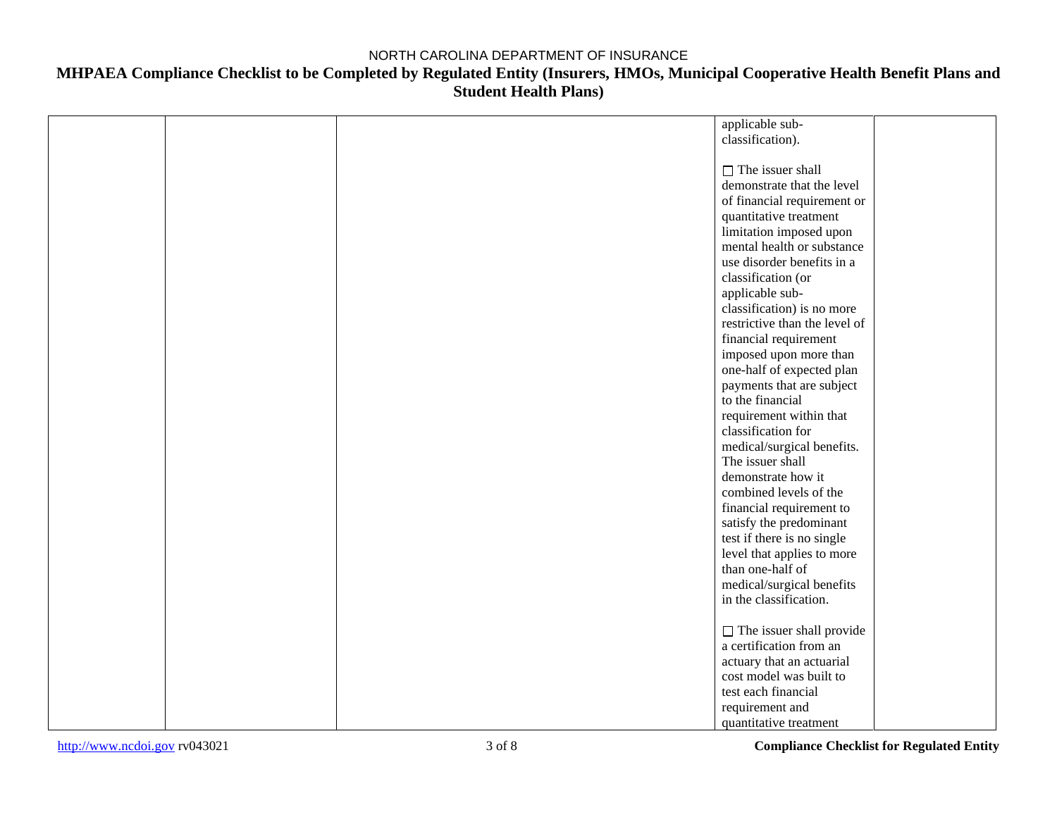| | | | | |
|---|---|---|---|---|
| | | | applicable sub-classification).<br><br>☐ The issuer shall demonstrate that the level of financial requirement or quantitative treatment limitation imposed upon mental health or substance use disorder benefits in a classification (or applicable sub-classification) is no more restrictive than the level of financial requirement imposed upon more than one-half of expected plan payments that are subject to the financial requirement within that classification for medical/surgical benefits. The issuer shall demonstrate how it combined levels of the financial requirement to satisfy the predominant test if there is no single level that applies to more than one-half of medical/surgical benefits in the classification.<br><br>☐ The issuer shall provide a certification from an actuary that an actuarial cost model was built to test each financial requirement and quantitative treatment | |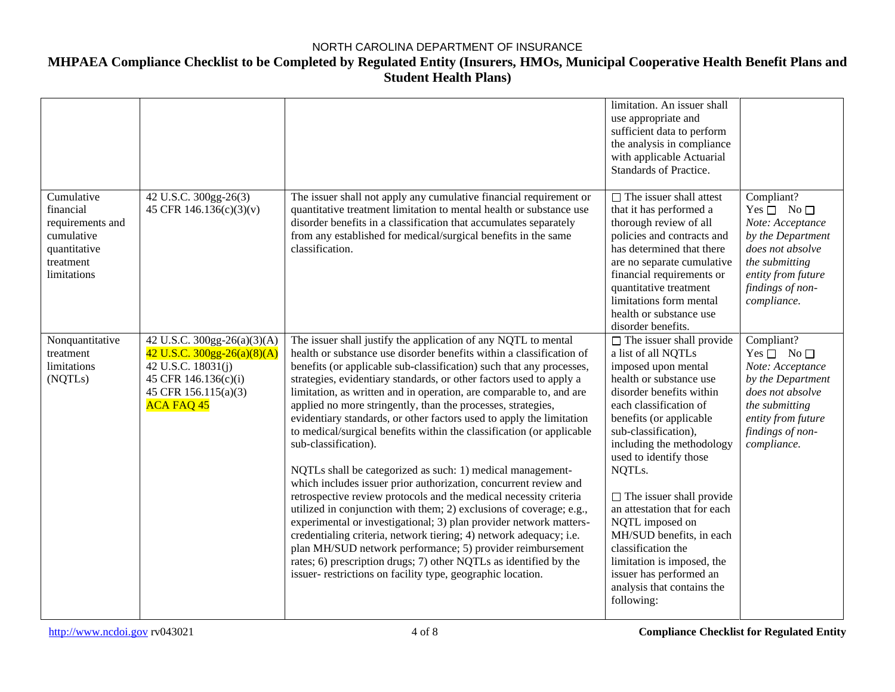| | | | limitation. An issuer shall use appropriate and sufficient data to perform the analysis in compliance with applicable Actuarial Standards of Practice. | |
|---|---|---|---|---|
| Cumulative financial requirements and cumulative quantitative treatment limitations | 42 U.S.C. 300gg-26(3)<br>45 CFR 146.136(c)(3)(v) | The issuer shall not apply any cumulative financial requirement or quantitative treatment limitation to mental health or substance use disorder benefits in a classification that accumulates separately from any established for medical/surgical benefits in the same classification. | ☐ The issuer shall attest that it has performed a thorough review of all policies and contracts and has determined that there are no separate cumulative financial requirements or quantitative treatment limitations form mental health or substance use disorder benefits. | Compliant?<br>Yes ☐ No ☐<br>*Note: Acceptance by the Department does not absolve the submitting entity from future findings of non-compliance.* |
| Nonquantitative treatment limitations (NQTLs) | 42 U.S.C. 300gg-26(a)(3)(A)<br>42 U.S.C. 300gg-26(a)(8)(A)<br>42 U.S.C. 18031(j)<br>45 CFR 146.136(c)(i)<br>45 CFR 156.115(a)(3)<br>ACA FAQ 45 | The issuer shall justify the application of any NQTL to mental health or substance use disorder benefits within a classification of benefits (or applicable sub-classification) such that any processes, strategies, evidentiary standards, or other factors used to apply a limitation, as written and in operation, are comparable to, and are applied no more stringently, than the processes, strategies, evidentiary standards, or other factors used to apply the limitation to medical/surgical benefits within the classification (or applicable sub-classification).<br><br>NQTLs shall be categorized as such: 1) medical management- which includes issuer prior authorization, concurrent review and retrospective review protocols and the medical necessity criteria utilized in conjunction with them; 2) exclusions of coverage; e.g., experimental or investigational; 3) plan provider network matters- credentialing criteria, network tiering; 4) network adequacy; i.e. plan MH/SUD network performance; 5) provider reimbursement rates; 6) prescription drugs; 7) other NQTLs as identified by the issuer- restrictions on facility type, geographic location. | ☐ The issuer shall provide a list of all NQTLs imposed upon mental health or substance use disorder benefits within each classification of benefits (or applicable sub-classification), including the methodology used to identify those NQTLs.<br><br>☐ The issuer shall provide an attestation that for each NQTL imposed on MH/SUD benefits, in each classification the limitation is imposed, the issuer has performed an analysis that contains the following: | Compliant?<br>Yes ☐ No ☐<br>*Note: Acceptance by the Department does not absolve the submitting entity from future findings of non-compliance.* |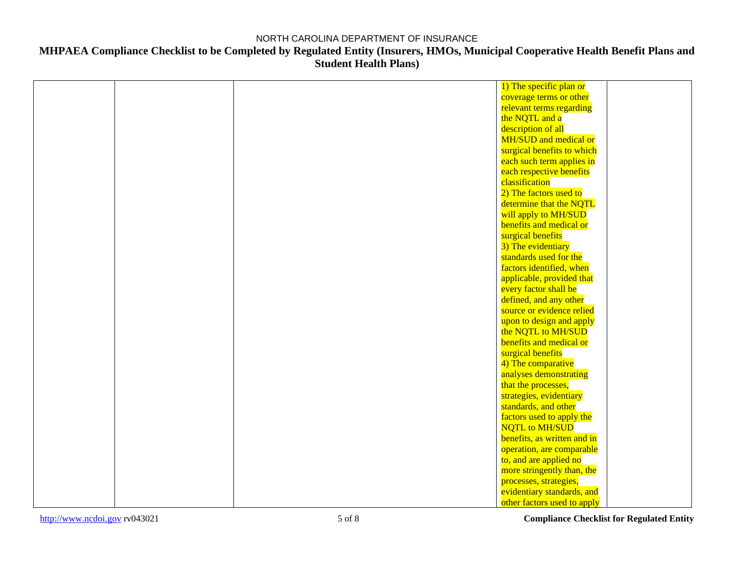| | | | | |
|---|---|---|---|---|
| | | | 1) The specific plan or coverage terms or other relevant terms regarding the NQTL and a description of all MH/SUD and medical or surgical benefits to which each such term applies in each respective benefits classification<br>2) The factors used to determine that the NQTL will apply to MH/SUD benefits and medical or surgical benefits<br>3) The evidentiary standards used for the factors identified, when applicable, provided that every factor shall be defined, and any other source or evidence relied upon to design and apply the NQTL to MH/SUD benefits and medical or surgical benefits<br>4) The comparative analyses demonstrating that the processes, strategies, evidentiary standards, and other factors used to apply the NQTL to MH/SUD benefits, as written and in operation, are comparable to, and are applied no more stringently than, the processes, strategies, evidentiary standards, and other factors used to apply | |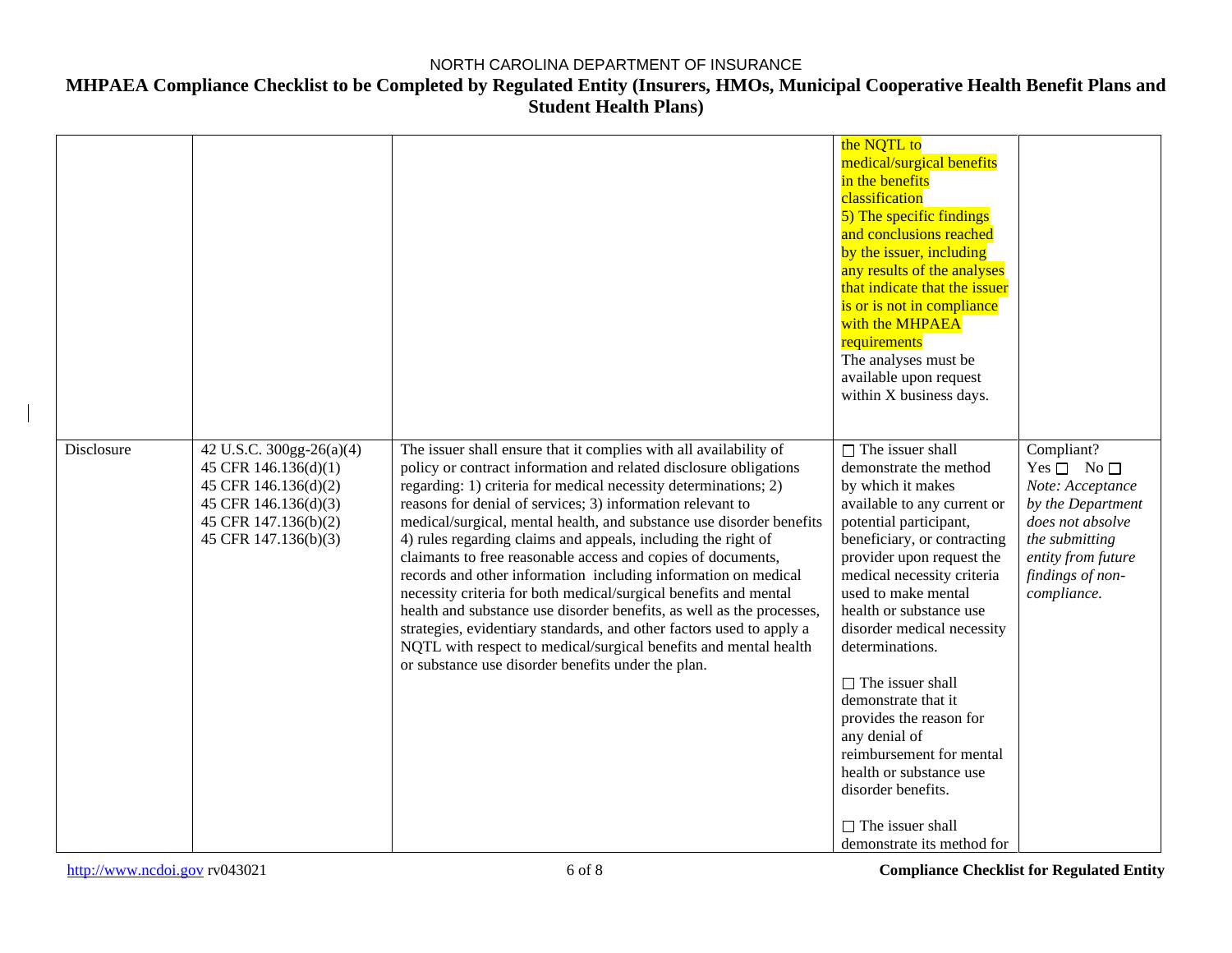# NORTH CAROLINA DEPARTMENT OF INSURANCE

## MHPAEA Compliance Checklist to be Completed by Regulated Entity (Insurers, HMOs, Municipal Cooperative Health Benefit Plans and Student Health Plans)

| | | | | |
|---|---|---|---|---|
| | | | the NQTL to medical/surgical benefits in the benefits classification<br>5) The specific findings and conclusions reached by the issuer, including any results of the analyses that indicate that the issuer is or is not in compliance with the MHPAEA requirements<br>The analyses must be available upon request within X business days. | |
| Disclosure | 42 U.S.C. 300gg-26(a)(4)<br>45 CFR 146.136(d)(1)<br>45 CFR 146.136(d)(2)<br>45 CFR 146.136(d)(3)<br>45 CFR 147.136(b)(2)<br>45 CFR 147.136(b)(3) | The issuer shall ensure that it complies with all availability of policy or contract information and related disclosure obligations regarding: 1) criteria for medical necessity determinations; 2) reasons for denial of services; 3) information relevant to medical/surgical, mental health, and substance use disorder benefits 4) rules regarding claims and appeals, including the right of claimants to free reasonable access and copies of documents, records and other information including information on medical necessity criteria for both medical/surgical benefits and mental health and substance use disorder benefits, as well as the processes, strategies, evidentiary standards, and other factors used to apply a NQTL with respect to medical/surgical benefits and mental health or substance use disorder benefits under the plan. | ☐ The issuer shall demonstrate the method by which it makes available to any current or potential participant, beneficiary, or contracting provider upon request the medical necessity criteria used to make mental health or substance use disorder medical necessity determinations.<br><br>☐ The issuer shall demonstrate that it provides the reason for any denial of reimbursement for mental health or substance use disorder benefits.<br><br>☐ The issuer shall demonstrate its method for | Compliant?<br>Yes ☐ No ☐<br>*Note: Acceptance by the Department does not absolve the submitting entity from future findings of non-compliance.* |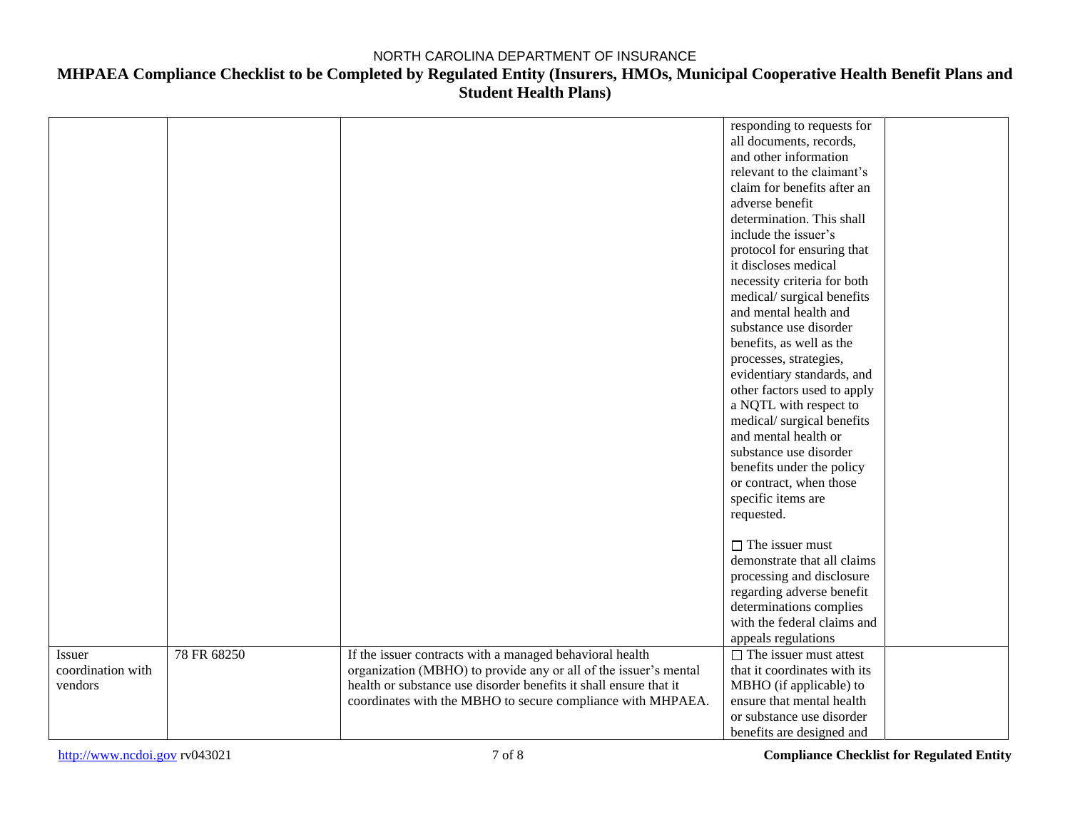| | | | | |
|---|---|---|---|---|
| | | | responding to requests for all documents, records, and other information relevant to the claimant's claim for benefits after an adverse benefit determination. This shall include the issuer's protocol for ensuring that it discloses medical necessity criteria for both medical/ surgical benefits and mental health and substance use disorder benefits, as well as the processes, strategies, evidentiary standards, and other factors used to apply a NQTL with respect to medical/ surgical benefits and mental health or substance use disorder benefits under the policy or contract, when those specific items are requested.<br><br>☐ The issuer must demonstrate that all claims processing and disclosure regarding adverse benefit determinations complies with the federal claims and appeals regulations | |
| Issuer coordination with vendors | 78 FR 68250 | If the issuer contracts with a managed behavioral health organization (MBHO) to provide any or all of the issuer's mental health or substance use disorder benefits it shall ensure that it coordinates with the MBHO to secure compliance with MHPAEA. | ☐ The issuer must attest that it coordinates with its MBHO (if applicable) to ensure that mental health or substance use disorder benefits are designed and | |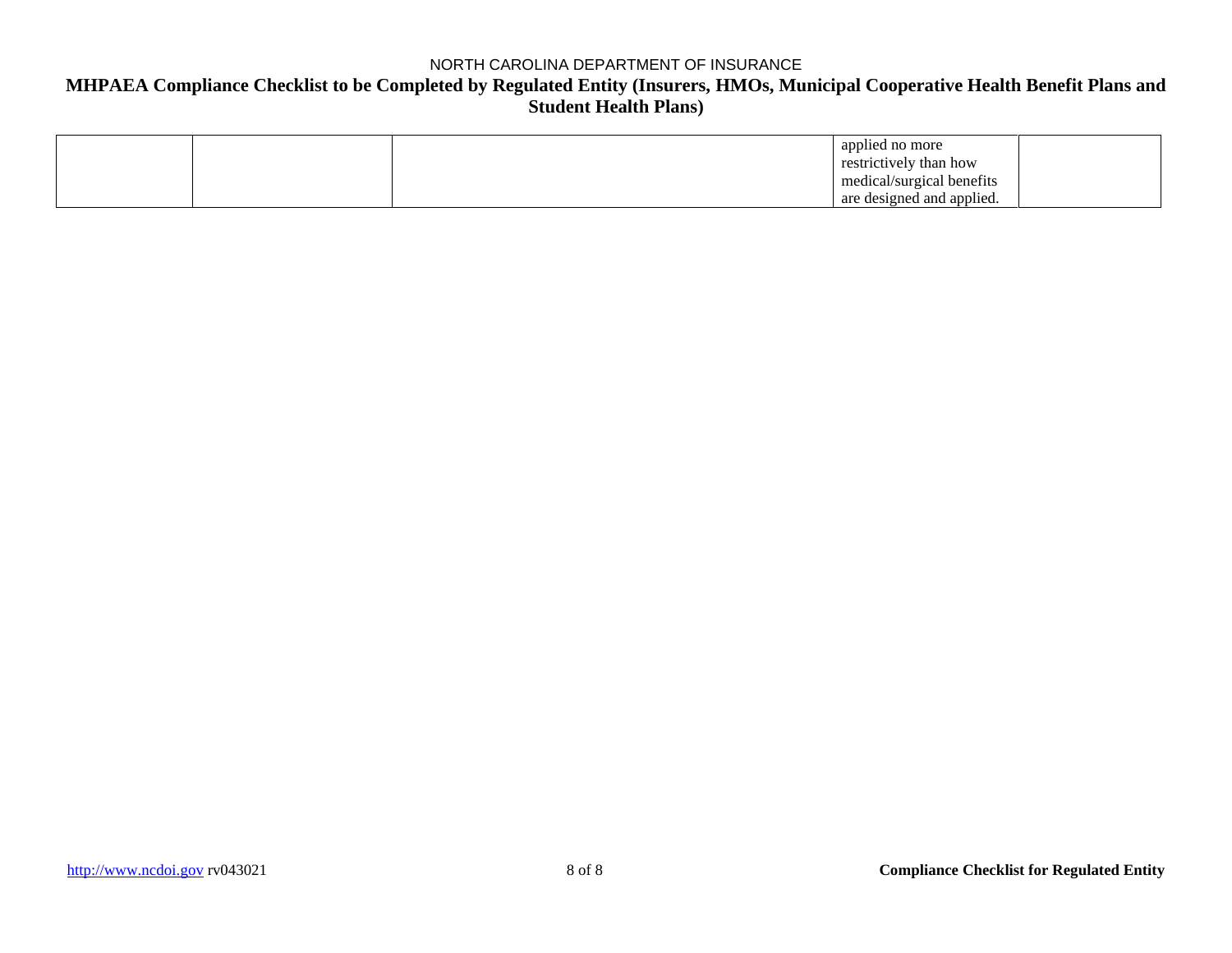| | | | | |
|---|---|---|---|---|
| | | | applied no more restrictively than how medical/surgical benefits are designed and applied. | |